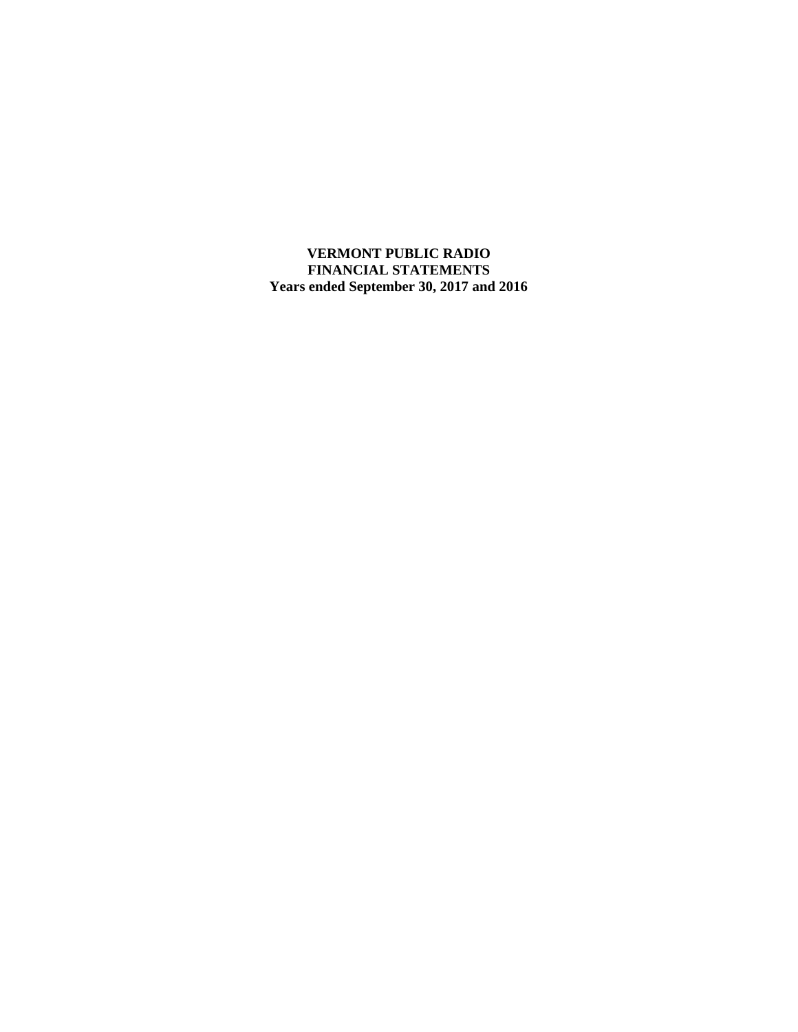**VERMONT PUBLIC RADIO**
**FINANCIAL STATEMENTS**
**Years ended September 30, 2017 and 2016**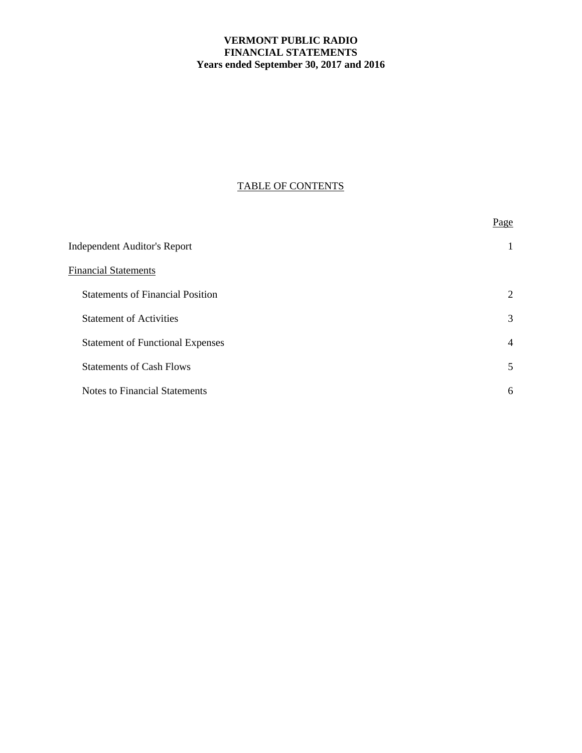# VERMONT PUBLIC RADIO
# FINANCIAL STATEMENTS
# Years ended September 30, 2017 and 2016

## TABLE OF CONTENTS

| | Page |
|---|---|
| Independent Auditor's Report | 1 |
| Financial Statements | |
| Statements of Financial Position | 2 |
| Statement of Activities | 3 |
| Statement of Functional Expenses | 4 |
| Statements of Cash Flows | 5 |
| Notes to Financial Statements | 6 |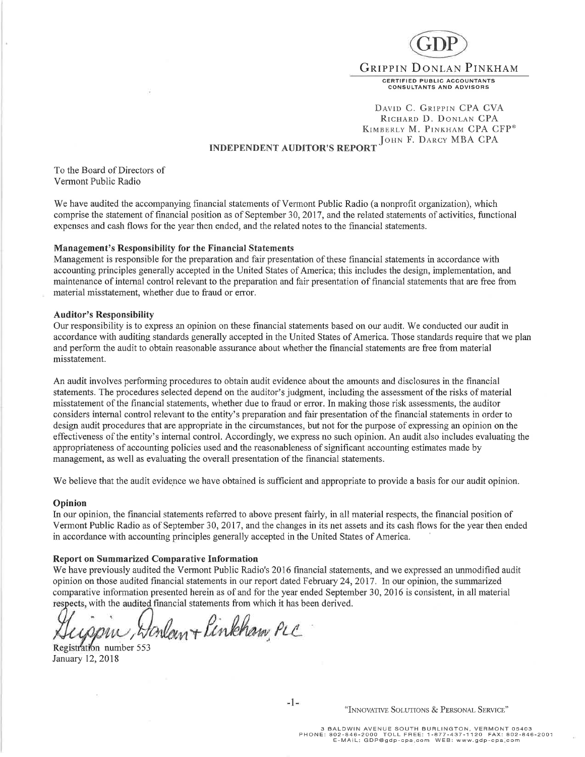GDP

GRIPPIN DONLAN PINKHAM

CERTIFIED PUBLIC ACCOUNTANTS
CONSULTANTS AND ADVISORS

DAVID C. GRIPPIN CPA CVA
RICHARD D. DONLAN CPA
KIMBERLY M. PINKHAM CPA CFP®
JOHN F. DARCY MBA CPA

# INDEPENDENT AUDITOR'S REPORT

To the Board of Directors of
Vermont Public Radio

We have audited the accompanying financial statements of Vermont Public Radio (a nonprofit organization), which comprise the statement of financial position as of September 30, 2017, and the related statements of activities, functional expenses and cash flows for the year then ended, and the related notes to the financial statements.

**Management's Responsibility for the Financial Statements**
Management is responsible for the preparation and fair presentation of these financial statements in accordance with accounting principles generally accepted in the United States of America; this includes the design, implementation, and maintenance of internal control relevant to the preparation and fair presentation of financial statements that are free from material misstatement, whether due to fraud or error.

**Auditor's Responsibility**
Our responsibility is to express an opinion on these financial statements based on our audit. We conducted our audit in accordance with auditing standards generally accepted in the United States of America. Those standards require that we plan and perform the audit to obtain reasonable assurance about whether the financial statements are free from material misstatement.

An audit involves performing procedures to obtain audit evidence about the amounts and disclosures in the financial statements. The procedures selected depend on the auditor's judgment, including the assessment of the risks of material misstatement of the financial statements, whether due to fraud or error. In making those risk assessments, the auditor considers internal control relevant to the entity's preparation and fair presentation of the financial statements in order to design audit procedures that are appropriate in the circumstances, but not for the purpose of expressing an opinion on the effectiveness of the entity's internal control. Accordingly, we express no such opinion. An audit also includes evaluating the appropriateness of accounting policies used and the reasonableness of significant accounting estimates made by management, as well as evaluating the overall presentation of the financial statements.

We believe that the audit evidence we have obtained is sufficient and appropriate to provide a basis for our audit opinion.

**Opinion**
In our opinion, the financial statements referred to above present fairly, in all material respects, the financial position of Vermont Public Radio as of September 30, 2017, and the changes in its net assets and its cash flows for the year then ended in accordance with accounting principles generally accepted in the United States of America.

**Report on Summarized Comparative Information**
We have previously audited the Vermont Public Radio's 2016 financial statements, and we expressed an unmodified audit opinion on those audited financial statements in our report dated February 24, 2017. In our opinion, the summarized comparative information presented herein as of and for the year ended September 30, 2016 is consistent, in all material respects, with the audited financial statements from which it has been derived.

Grippin, Donlan + Pinkham, PLC

Registration number 553
January 12, 2018

"INNOVATIVE SOLUTIONS & PERSONAL SERVICE"

3 BALDWIN AVENUE SOUTH BURLINGTON, VERMONT 05403
PHONE: 802-846-2000 TOLL FREE: 1-877-437-1120 FAX: 802-846-2001
E-MAIL: GDP@gdp-cpa.com WEB: www.gdp-cpa.com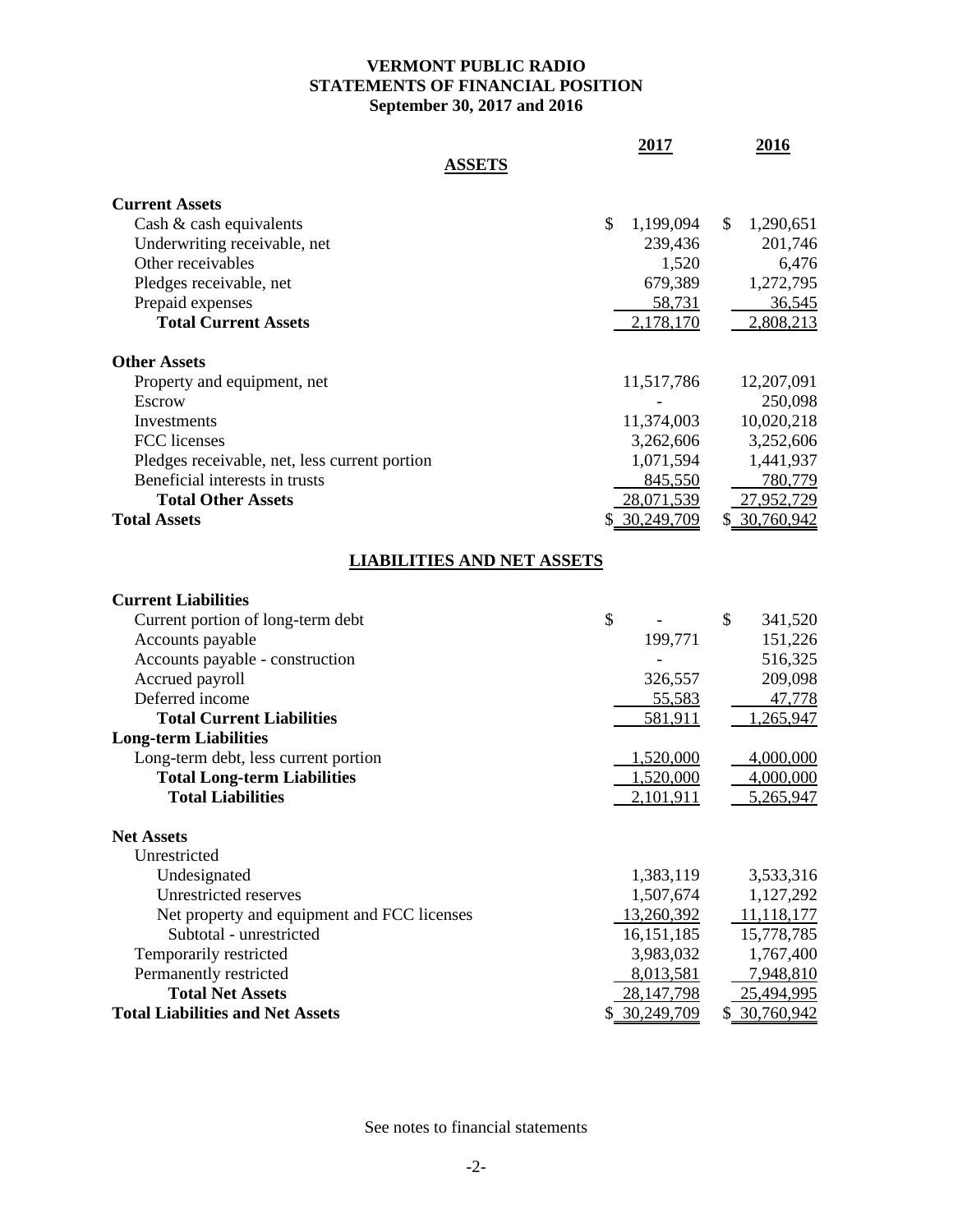# VERMONT PUBLIC RADIO
## STATEMENTS OF FINANCIAL POSITION
### September 30, 2017 and 2016

| | 2017 | 2016 |
|---|---|---|
| **ASSETS** | | |
| **Current Assets** | | |
| Cash & cash equivalents | $ 1,199,094 | $ 1,290,651 |
| Underwriting receivable, net | 239,436 | 201,746 |
| Other receivables | 1,520 | 6,476 |
| Pledges receivable, net | 679,389 | 1,272,795 |
| Prepaid expenses | 58,731 | 36,545 |
| **Total Current Assets** | 2,178,170 | 2,808,213 |
| **Other Assets** | | |
| Property and equipment, net | 11,517,786 | 12,207,091 |
| Escrow | - | 250,098 |
| Investments | 11,374,003 | 10,020,218 |
| FCC licenses | 3,262,606 | 3,252,606 |
| Pledges receivable, net, less current portion | 1,071,594 | 1,441,937 |
| Beneficial interests in trusts | 845,550 | 780,779 |
| **Total Other Assets** | 28,071,539 | 27,952,729 |
| **Total Assets** | $ 30,249,709 | $ 30,760,942 |
| **LIABILITIES AND NET ASSETS** | | |
| **Current Liabilities** | | |
| Current portion of long-term debt | $ - | $ 341,520 |
| Accounts payable | 199,771 | 151,226 |
| Accounts payable - construction | - | 516,325 |
| Accrued payroll | 326,557 | 209,098 |
| Deferred income | 55,583 | 47,778 |
| **Total Current Liabilities** | 581,911 | 1,265,947 |
| **Long-term Liabilities** | | |
| Long-term debt, less current portion | 1,520,000 | 4,000,000 |
| **Total Long-term Liabilities** | 1,520,000 | 4,000,000 |
| **Total Liabilities** | 2,101,911 | 5,265,947 |
| **Net Assets** | | |
| Unrestricted | | |
| Undesignated | 1,383,119 | 3,533,316 |
| Unrestricted reserves | 1,507,674 | 1,127,292 |
| Net property and equipment and FCC licenses | 13,260,392 | 11,118,177 |
| Subtotal - unrestricted | 16,151,185 | 15,778,785 |
| Temporarily restricted | 3,983,032 | 1,767,400 |
| Permanently restricted | 8,013,581 | 7,948,810 |
| **Total Net Assets** | 28,147,798 | 25,494,995 |
| **Total Liabilities and Net Assets** | $ 30,249,709 | $ 30,760,942 |

See notes to financial statements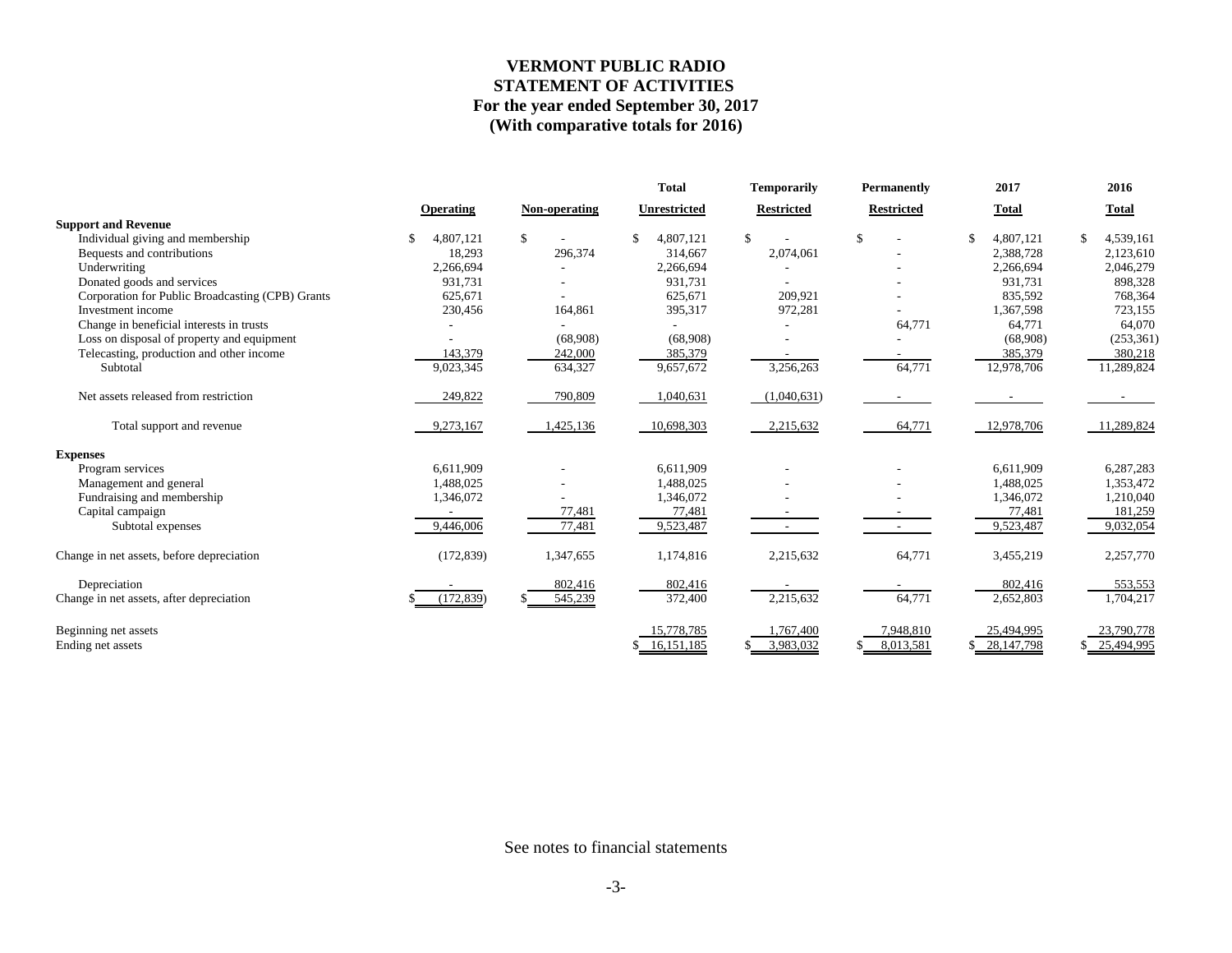# VERMONT PUBLIC RADIO
## STATEMENT OF ACTIVITIES
### For the year ended September 30, 2017
### (With comparative totals for 2016)

| | Operating | Non-operating | Total Unrestricted | Temporarily Restricted | Permanently Restricted | 2017 Total | 2016 Total |
|---|---|---|---|---|---|---|---|
| **Support and Revenue** | | | | | | | |
| Individual giving and membership | $ 4,807,121 | $ - | $ 4,807,121 | $ - | $ - | $ 4,807,121 | $ 4,539,161 |
| Bequests and contributions | 18,293 | 296,374 | 314,667 | 2,074,061 | - | 2,388,728 | 2,123,610 |
| Underwriting | 2,266,694 | - | 2,266,694 | - | - | 2,266,694 | 2,046,279 |
| Donated goods and services | 931,731 | - | 931,731 | - | - | 931,731 | 898,328 |
| Corporation for Public Broadcasting (CPB) Grants | 625,671 | - | 625,671 | 209,921 | - | 835,592 | 768,364 |
| Investment income | 230,456 | 164,861 | 395,317 | 972,281 | - | 1,367,598 | 723,155 |
| Change in beneficial interests in trusts | - | - | - | - | 64,771 | 64,771 | 64,070 |
| Loss on disposal of property and equipment | - | (68,908) | (68,908) | - | - | (68,908) | (253,361) |
| Telecasting, production and other income | 143,379 | 242,000 | 385,379 | - | - | 385,379 | 380,218 |
| Subtotal | 9,023,345 | 634,327 | 9,657,672 | 3,256,263 | 64,771 | 12,978,706 | 11,289,824 |
| Net assets released from restriction | 249,822 | 790,809 | 1,040,631 | (1,040,631) | - | - | - |
| Total support and revenue | 9,273,167 | 1,425,136 | 10,698,303 | 2,215,632 | 64,771 | 12,978,706 | 11,289,824 |
| **Expenses** | | | | | | | |
| Program services | 6,611,909 | - | 6,611,909 | - | - | 6,611,909 | 6,287,283 |
| Management and general | 1,488,025 | - | 1,488,025 | - | - | 1,488,025 | 1,353,472 |
| Fundraising and membership | 1,346,072 | - | 1,346,072 | - | - | 1,346,072 | 1,210,040 |
| Capital campaign | - | 77,481 | 77,481 | - | - | 77,481 | 181,259 |
| Subtotal expenses | 9,446,006 | 77,481 | 9,523,487 | - | - | 9,523,487 | 9,032,054 |
| Change in net assets, before depreciation | (172,839) | 1,347,655 | 1,174,816 | 2,215,632 | 64,771 | 3,455,219 | 2,257,770 |
| Depreciation | - | 802,416 | 802,416 | - | - | 802,416 | 553,553 |
| Change in net assets, after depreciation | $ (172,839) | $ 545,239 | 372,400 | 2,215,632 | 64,771 | 2,652,803 | 1,704,217 |
| Beginning net assets | | | 15,778,785 | 1,767,400 | 7,948,810 | 25,494,995 | 23,790,778 |
| Ending net assets | | | $ 16,151,185 | $ 3,983,032 | $ 8,013,581 | $ 28,147,798 | $ 25,494,995 |

See notes to financial statements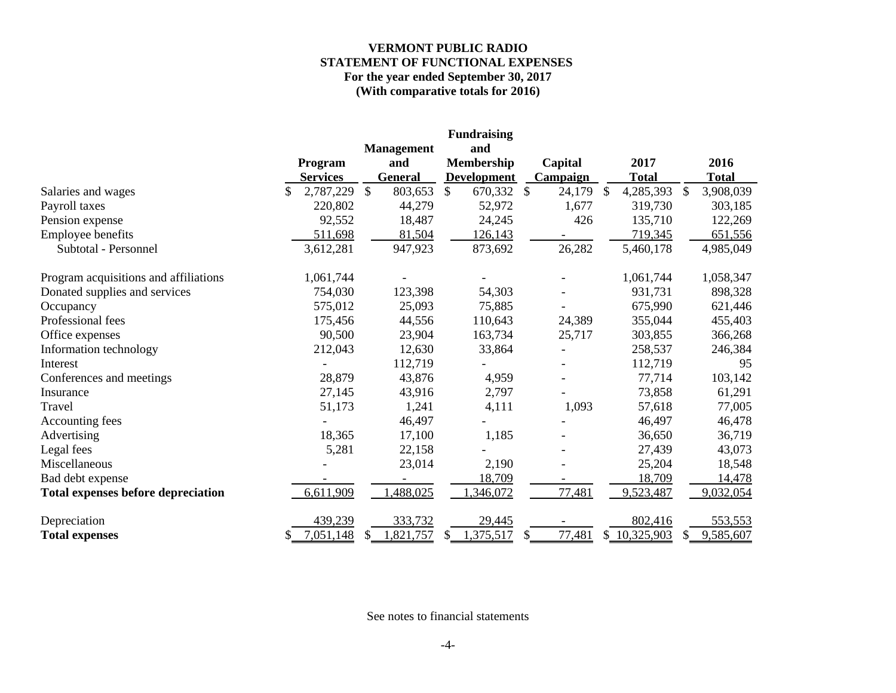# VERMONT PUBLIC RADIO
## STATEMENT OF FUNCTIONAL EXPENSES
### For the year ended September 30, 2017
### (With comparative totals for 2016)

| | Program Services | Management and General | Fundraising and Membership Development | Capital Campaign | 2017 Total | 2016 Total |
|---|---|---|---|---|---|---|
| Salaries and wages | $ 2,787,229 | $ 803,653 | $ 670,332 | $ 24,179 | $ 4,285,393 | $ 3,908,039 |
| Payroll taxes | 220,802 | 44,279 | 52,972 | 1,677 | 319,730 | 303,185 |
| Pension expense | 92,552 | 18,487 | 24,245 | 426 | 135,710 | 122,269 |
| Employee benefits | 511,698 | 81,504 | 126,143 | - | 719,345 | 651,556 |
| Subtotal - Personnel | 3,612,281 | 947,923 | 873,692 | 26,282 | 5,460,178 | 4,985,049 |
| Program acquisitions and affiliations | 1,061,744 | - | - | - | 1,061,744 | 1,058,347 |
| Donated supplies and services | 754,030 | 123,398 | 54,303 | - | 931,731 | 898,328 |
| Occupancy | 575,012 | 25,093 | 75,885 | - | 675,990 | 621,446 |
| Professional fees | 175,456 | 44,556 | 110,643 | 24,389 | 355,044 | 455,403 |
| Office expenses | 90,500 | 23,904 | 163,734 | 25,717 | 303,855 | 366,268 |
| Information technology | 212,043 | 12,630 | 33,864 | - | 258,537 | 246,384 |
| Interest | - | 112,719 | - | - | 112,719 | 95 |
| Conferences and meetings | 28,879 | 43,876 | 4,959 | - | 77,714 | 103,142 |
| Insurance | 27,145 | 43,916 | 2,797 | - | 73,858 | 61,291 |
| Travel | 51,173 | 1,241 | 4,111 | 1,093 | 57,618 | 77,005 |
| Accounting fees | - | 46,497 | - | - | 46,497 | 46,478 |
| Advertising | 18,365 | 17,100 | 1,185 | - | 36,650 | 36,719 |
| Legal fees | 5,281 | 22,158 | - | - | 27,439 | 43,073 |
| Miscellaneous | - | 23,014 | 2,190 | - | 25,204 | 18,548 |
| Bad debt expense | - | - | 18,709 | - | 18,709 | 14,478 |
| **Total expenses before depreciation** | 6,611,909 | 1,488,025 | 1,346,072 | 77,481 | 9,523,487 | 9,032,054 |
| Depreciation | 439,239 | 333,732 | 29,445 | - | 802,416 | 553,553 |
| **Total expenses** | $ 7,051,148 | $ 1,821,757 | $ 1,375,517 | $ 77,481 | $ 10,325,903 | $ 9,585,607 |

See notes to financial statements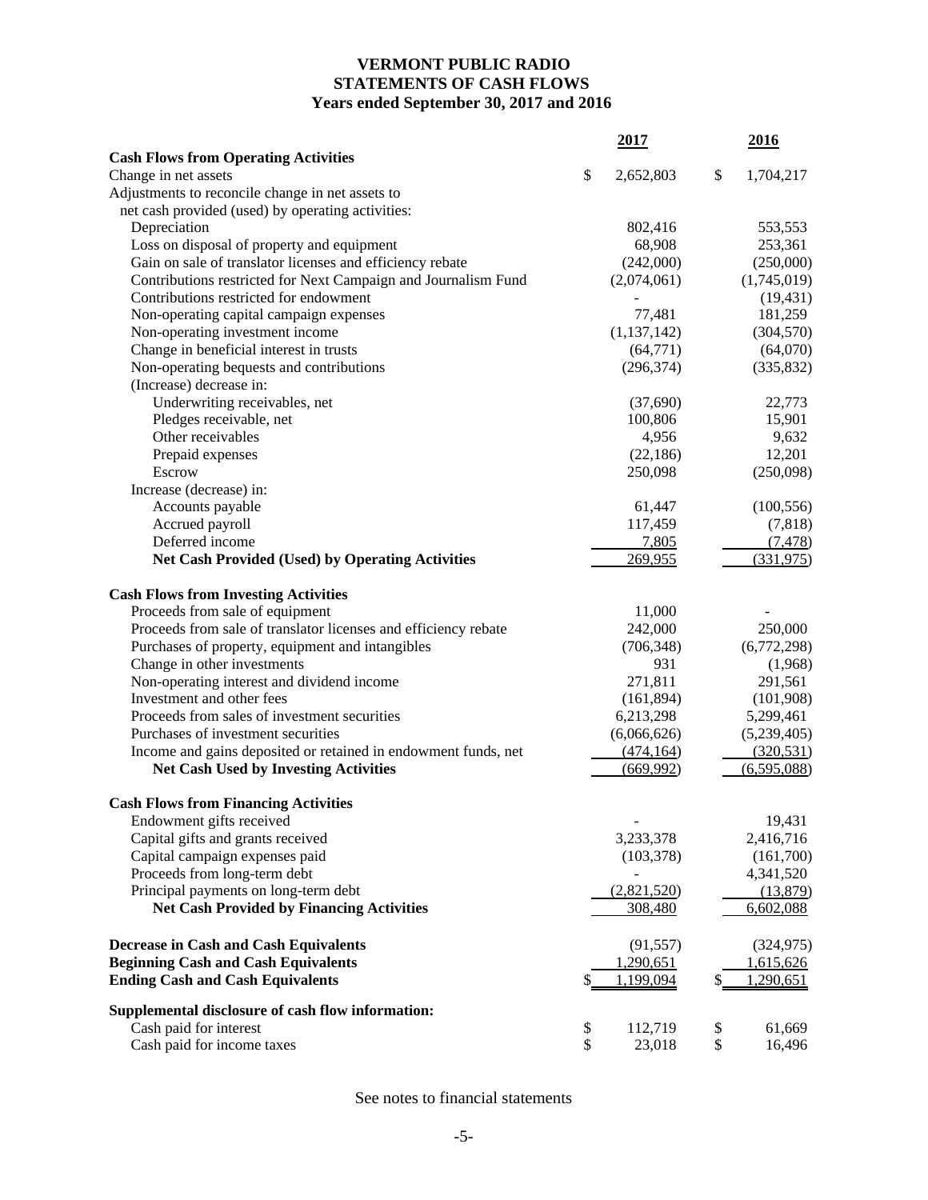# VERMONT PUBLIC RADIO
## STATEMENTS OF CASH FLOWS
### Years ended September 30, 2017 and 2016

| | 2017 | 2016 |
|---|---|---|
| **Cash Flows from Operating Activities** | | |
| Change in net assets | $ 2,652,803 | $ 1,704,217 |
| Adjustments to reconcile change in net assets to net cash provided (used) by operating activities: | | |
| Depreciation | 802,416 | 553,553 |
| Loss on disposal of property and equipment | 68,908 | 253,361 |
| Gain on sale of translator licenses and efficiency rebate | (242,000) | (250,000) |
| Contributions restricted for Next Campaign and Journalism Fund | (2,074,061) | (1,745,019) |
| Contributions restricted for endowment | - | (19,431) |
| Non-operating capital campaign expenses | 77,481 | 181,259 |
| Non-operating investment income | (1,137,142) | (304,570) |
| Change in beneficial interest in trusts | (64,771) | (64,070) |
| Non-operating bequests and contributions | (296,374) | (335,832) |
| (Increase) decrease in: | | |
| Underwriting receivables, net | (37,690) | 22,773 |
| Pledges receivable, net | 100,806 | 15,901 |
| Other receivables | 4,956 | 9,632 |
| Prepaid expenses | (22,186) | 12,201 |
| Escrow | 250,098 | (250,098) |
| Increase (decrease) in: | | |
| Accounts payable | 61,447 | (100,556) |
| Accrued payroll | 117,459 | (7,818) |
| Deferred income | 7,805 | (7,478) |
| **Net Cash Provided (Used) by Operating Activities** | 269,955 | (331,975) |
| **Cash Flows from Investing Activities** | | |
| Proceeds from sale of equipment | 11,000 | - |
| Proceeds from sale of translator licenses and efficiency rebate | 242,000 | 250,000 |
| Purchases of property, equipment and intangibles | (706,348) | (6,772,298) |
| Change in other investments | 931 | (1,968) |
| Non-operating interest and dividend income | 271,811 | 291,561 |
| Investment and other fees | (161,894) | (101,908) |
| Proceeds from sales of investment securities | 6,213,298 | 5,299,461 |
| Purchases of investment securities | (6,066,626) | (5,239,405) |
| Income and gains deposited or retained in endowment funds, net | (474,164) | (320,531) |
| **Net Cash Used by Investing Activities** | (669,992) | (6,595,088) |
| **Cash Flows from Financing Activities** | | |
| Endowment gifts received | - | 19,431 |
| Capital gifts and grants received | 3,233,378 | 2,416,716 |
| Capital campaign expenses paid | (103,378) | (161,700) |
| Proceeds from long-term debt | - | 4,341,520 |
| Principal payments on long-term debt | (2,821,520) | (13,879) |
| **Net Cash Provided by Financing Activities** | 308,480 | 6,602,088 |
| **Decrease in Cash and Cash Equivalents** | (91,557) | (324,975) |
| **Beginning Cash and Cash Equivalents** | 1,290,651 | 1,615,626 |
| **Ending Cash and Cash Equivalents** | $ 1,199,094 | $ 1,290,651 |
| **Supplemental disclosure of cash flow information:** | | |
| Cash paid for interest | $ 112,719 | $ 61,669 |
| Cash paid for income taxes | $ 23,018 | $ 16,496 |

See notes to financial statements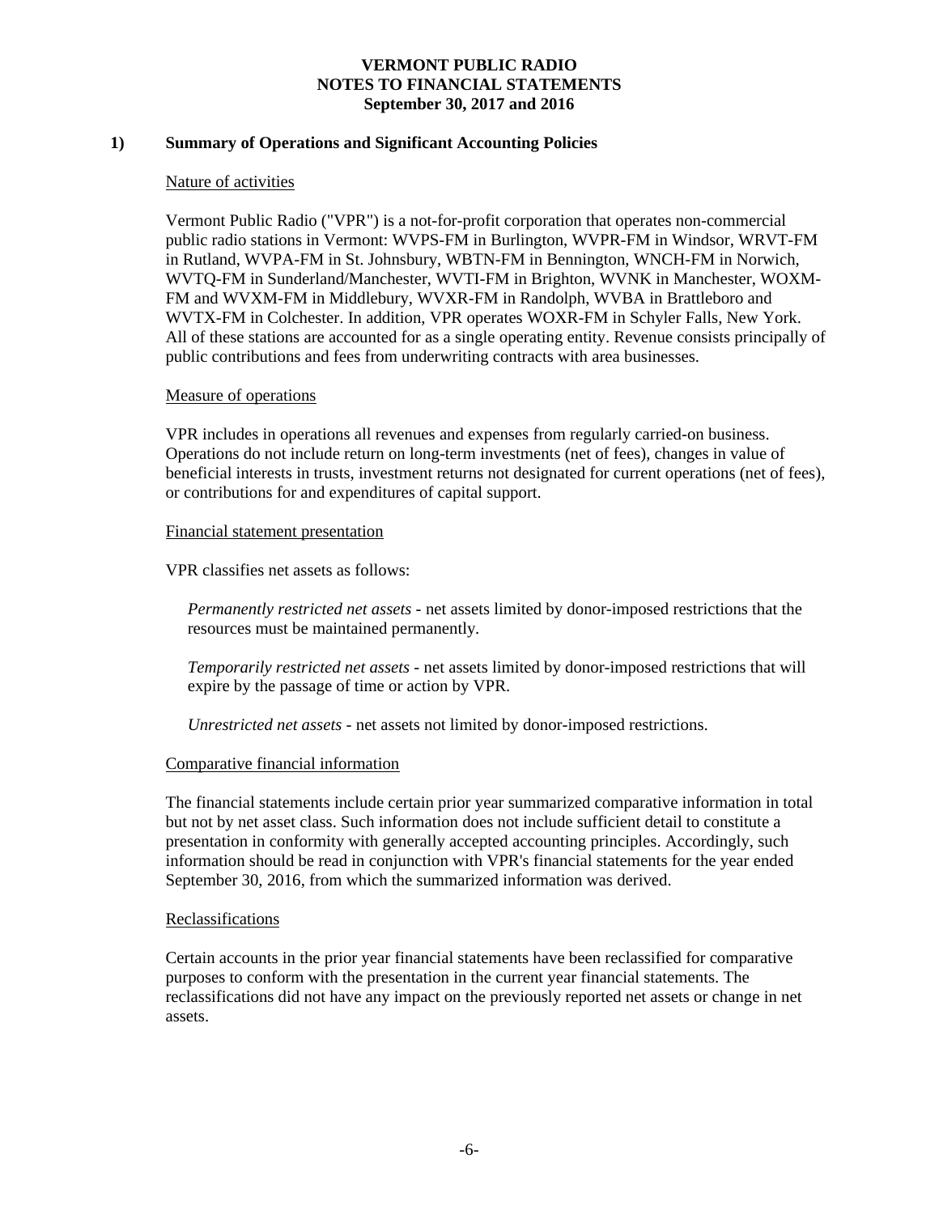# VERMONT PUBLIC RADIO
## NOTES TO FINANCIAL STATEMENTS
### September 30, 2017 and 2016

## 1) Summary of Operations and Significant Accounting Policies

### Nature of activities

Vermont Public Radio ("VPR") is a not-for-profit corporation that operates non-commercial public radio stations in Vermont: WVPS-FM in Burlington, WVPR-FM in Windsor, WRVT-FM in Rutland, WVPA-FM in St. Johnsbury, WBTN-FM in Bennington, WNCH-FM in Norwich, WVTQ-FM in Sunderland/Manchester, WVTI-FM in Brighton, WVNK in Manchester, WOXM-FM and WVXM-FM in Middlebury, WVXR-FM in Randolph, WVBA in Brattleboro and WVTX-FM in Colchester. In addition, VPR operates WOXR-FM in Schyler Falls, New York. All of these stations are accounted for as a single operating entity. Revenue consists principally of public contributions and fees from underwriting contracts with area businesses.

### Measure of operations

VPR includes in operations all revenues and expenses from regularly carried-on business. Operations do not include return on long-term investments (net of fees), changes in value of beneficial interests in trusts, investment returns not designated for current operations (net of fees), or contributions for and expenditures of capital support.

### Financial statement presentation

VPR classifies net assets as follows:

*Permanently restricted net assets* - net assets limited by donor-imposed restrictions that the resources must be maintained permanently.

*Temporarily restricted net assets* - net assets limited by donor-imposed restrictions that will expire by the passage of time or action by VPR.

*Unrestricted net assets* - net assets not limited by donor-imposed restrictions.

### Comparative financial information

The financial statements include certain prior year summarized comparative information in total but not by net asset class. Such information does not include sufficient detail to constitute a presentation in conformity with generally accepted accounting principles. Accordingly, such information should be read in conjunction with VPR's financial statements for the year ended September 30, 2016, from which the summarized information was derived.

### Reclassifications

Certain accounts in the prior year financial statements have been reclassified for comparative purposes to conform with the presentation in the current year financial statements. The reclassifications did not have any impact on the previously reported net assets or change in net assets.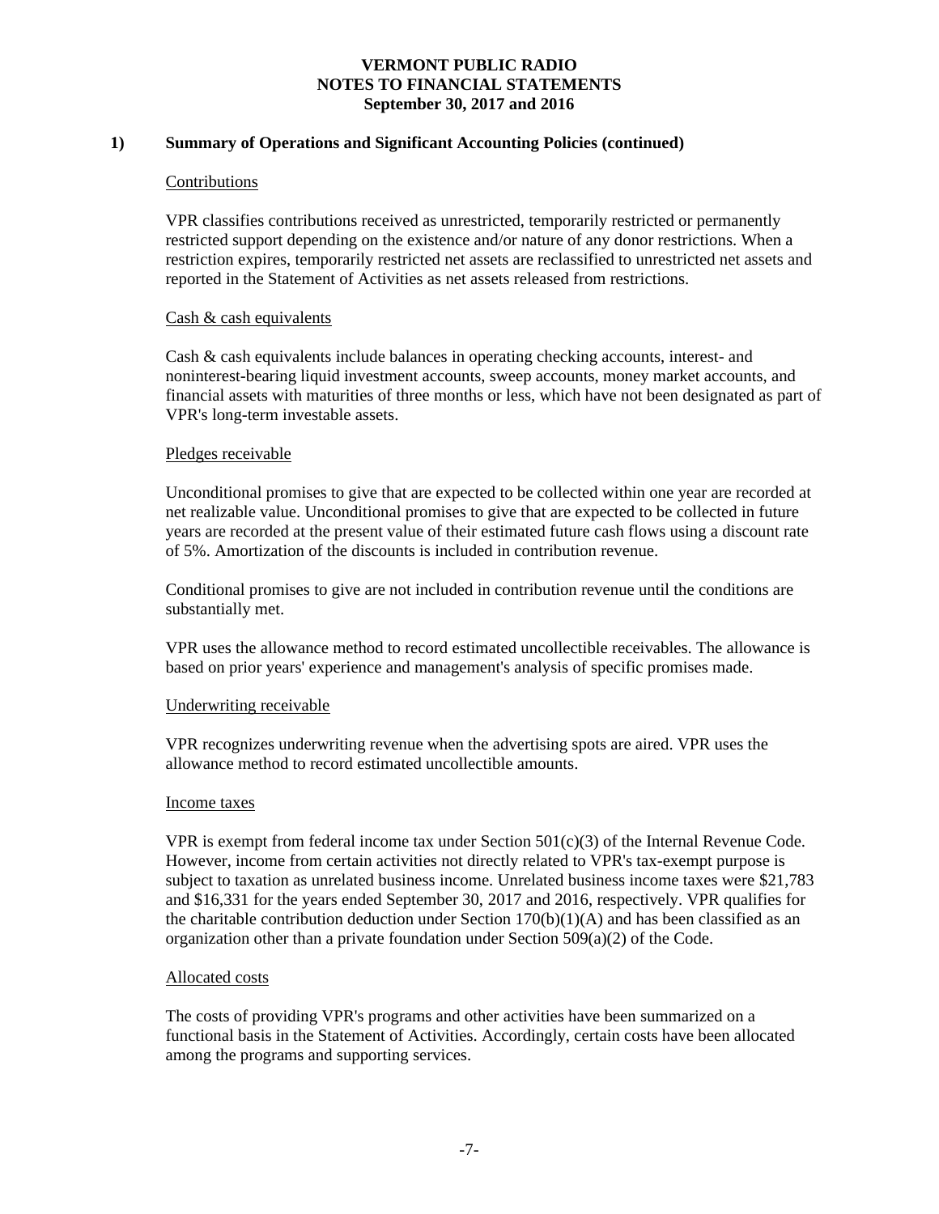# VERMONT PUBLIC RADIO
# NOTES TO FINANCIAL STATEMENTS
# September 30, 2017 and 2016

## 1) Summary of Operations and Significant Accounting Policies (continued)

### Contributions

VPR classifies contributions received as unrestricted, temporarily restricted or permanently restricted support depending on the existence and/or nature of any donor restrictions. When a restriction expires, temporarily restricted net assets are reclassified to unrestricted net assets and reported in the Statement of Activities as net assets released from restrictions.

### Cash & cash equivalents

Cash & cash equivalents include balances in operating checking accounts, interest- and noninterest-bearing liquid investment accounts, sweep accounts, money market accounts, and financial assets with maturities of three months or less, which have not been designated as part of VPR's long-term investable assets.

### Pledges receivable

Unconditional promises to give that are expected to be collected within one year are recorded at net realizable value. Unconditional promises to give that are expected to be collected in future years are recorded at the present value of their estimated future cash flows using a discount rate of 5%. Amortization of the discounts is included in contribution revenue.

Conditional promises to give are not included in contribution revenue until the conditions are substantially met.

VPR uses the allowance method to record estimated uncollectible receivables. The allowance is based on prior years' experience and management's analysis of specific promises made.

### Underwriting receivable

VPR recognizes underwriting revenue when the advertising spots are aired. VPR uses the allowance method to record estimated uncollectible amounts.

### Income taxes

VPR is exempt from federal income tax under Section 501(c)(3) of the Internal Revenue Code. However, income from certain activities not directly related to VPR's tax-exempt purpose is subject to taxation as unrelated business income. Unrelated business income taxes were $21,783 and $16,331 for the years ended September 30, 2017 and 2016, respectively. VPR qualifies for the charitable contribution deduction under Section 170(b)(1)(A) and has been classified as an organization other than a private foundation under Section 509(a)(2) of the Code.

### Allocated costs

The costs of providing VPR's programs and other activities have been summarized on a functional basis in the Statement of Activities. Accordingly, certain costs have been allocated among the programs and supporting services.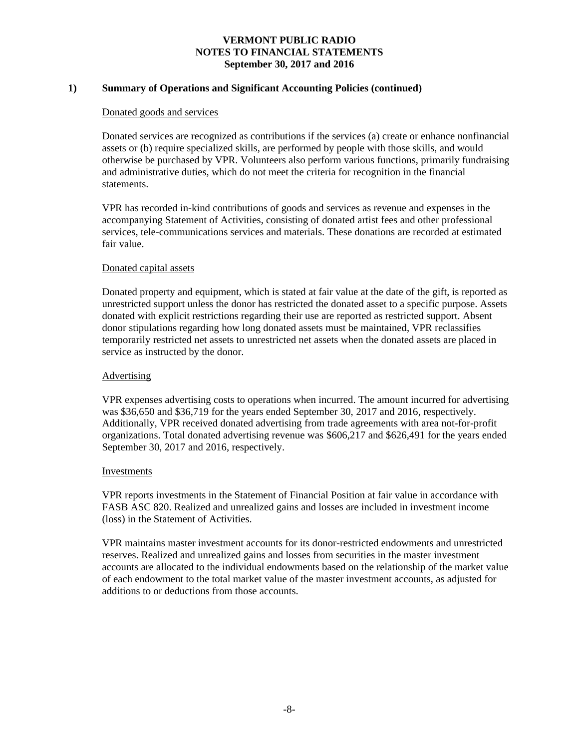# VERMONT PUBLIC RADIO
# NOTES TO FINANCIAL STATEMENTS
# September 30, 2017 and 2016

## 1) Summary of Operations and Significant Accounting Policies (continued)

### Donated goods and services

Donated services are recognized as contributions if the services (a) create or enhance nonfinancial assets or (b) require specialized skills, are performed by people with those skills, and would otherwise be purchased by VPR. Volunteers also perform various functions, primarily fundraising and administrative duties, which do not meet the criteria for recognition in the financial statements.

VPR has recorded in-kind contributions of goods and services as revenue and expenses in the accompanying Statement of Activities, consisting of donated artist fees and other professional services, tele-communications services and materials. These donations are recorded at estimated fair value.

### Donated capital assets

Donated property and equipment, which is stated at fair value at the date of the gift, is reported as unrestricted support unless the donor has restricted the donated asset to a specific purpose. Assets donated with explicit restrictions regarding their use are reported as restricted support. Absent donor stipulations regarding how long donated assets must be maintained, VPR reclassifies temporarily restricted net assets to unrestricted net assets when the donated assets are placed in service as instructed by the donor.

### Advertising

VPR expenses advertising costs to operations when incurred. The amount incurred for advertising was $36,650 and $36,719 for the years ended September 30, 2017 and 2016, respectively. Additionally, VPR received donated advertising from trade agreements with area not-for-profit organizations. Total donated advertising revenue was $606,217 and $626,491 for the years ended September 30, 2017 and 2016, respectively.

### Investments

VPR reports investments in the Statement of Financial Position at fair value in accordance with FASB ASC 820. Realized and unrealized gains and losses are included in investment income (loss) in the Statement of Activities.

VPR maintains master investment accounts for its donor-restricted endowments and unrestricted reserves. Realized and unrealized gains and losses from securities in the master investment accounts are allocated to the individual endowments based on the relationship of the market value of each endowment to the total market value of the master investment accounts, as adjusted for additions to or deductions from those accounts.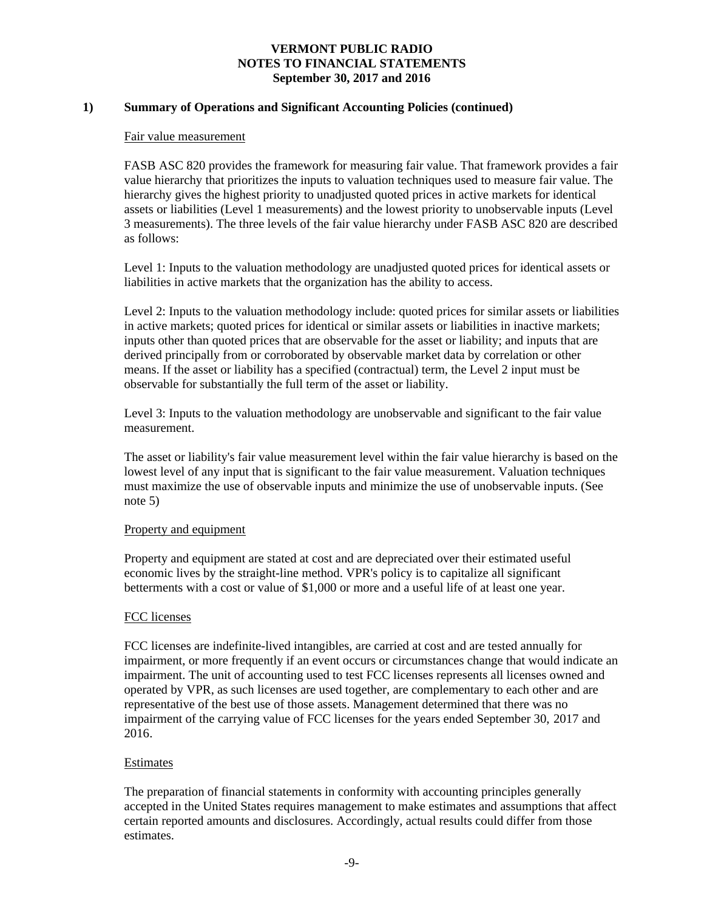# VERMONT PUBLIC RADIO
# NOTES TO FINANCIAL STATEMENTS
# September 30, 2017 and 2016

## 1) Summary of Operations and Significant Accounting Policies (continued)

### Fair value measurement

FASB ASC 820 provides the framework for measuring fair value. That framework provides a fair value hierarchy that prioritizes the inputs to valuation techniques used to measure fair value. The hierarchy gives the highest priority to unadjusted quoted prices in active markets for identical assets or liabilities (Level 1 measurements) and the lowest priority to unobservable inputs (Level 3 measurements). The three levels of the fair value hierarchy under FASB ASC 820 are described as follows:

Level 1: Inputs to the valuation methodology are unadjusted quoted prices for identical assets or liabilities in active markets that the organization has the ability to access.

Level 2: Inputs to the valuation methodology include: quoted prices for similar assets or liabilities in active markets; quoted prices for identical or similar assets or liabilities in inactive markets; inputs other than quoted prices that are observable for the asset or liability; and inputs that are derived principally from or corroborated by observable market data by correlation or other means. If the asset or liability has a specified (contractual) term, the Level 2 input must be observable for substantially the full term of the asset or liability.

Level 3: Inputs to the valuation methodology are unobservable and significant to the fair value measurement.

The asset or liability's fair value measurement level within the fair value hierarchy is based on the lowest level of any input that is significant to the fair value measurement. Valuation techniques must maximize the use of observable inputs and minimize the use of unobservable inputs. (See note 5)

### Property and equipment

Property and equipment are stated at cost and are depreciated over their estimated useful economic lives by the straight-line method. VPR's policy is to capitalize all significant betterments with a cost or value of $1,000 or more and a useful life of at least one year.

### FCC licenses

FCC licenses are indefinite-lived intangibles, are carried at cost and are tested annually for impairment, or more frequently if an event occurs or circumstances change that would indicate an impairment. The unit of accounting used to test FCC licenses represents all licenses owned and operated by VPR, as such licenses are used together, are complementary to each other and are representative of the best use of those assets. Management determined that there was no impairment of the carrying value of FCC licenses for the years ended September 30, 2017 and 2016.

### Estimates

The preparation of financial statements in conformity with accounting principles generally accepted in the United States requires management to make estimates and assumptions that affect certain reported amounts and disclosures. Accordingly, actual results could differ from those estimates.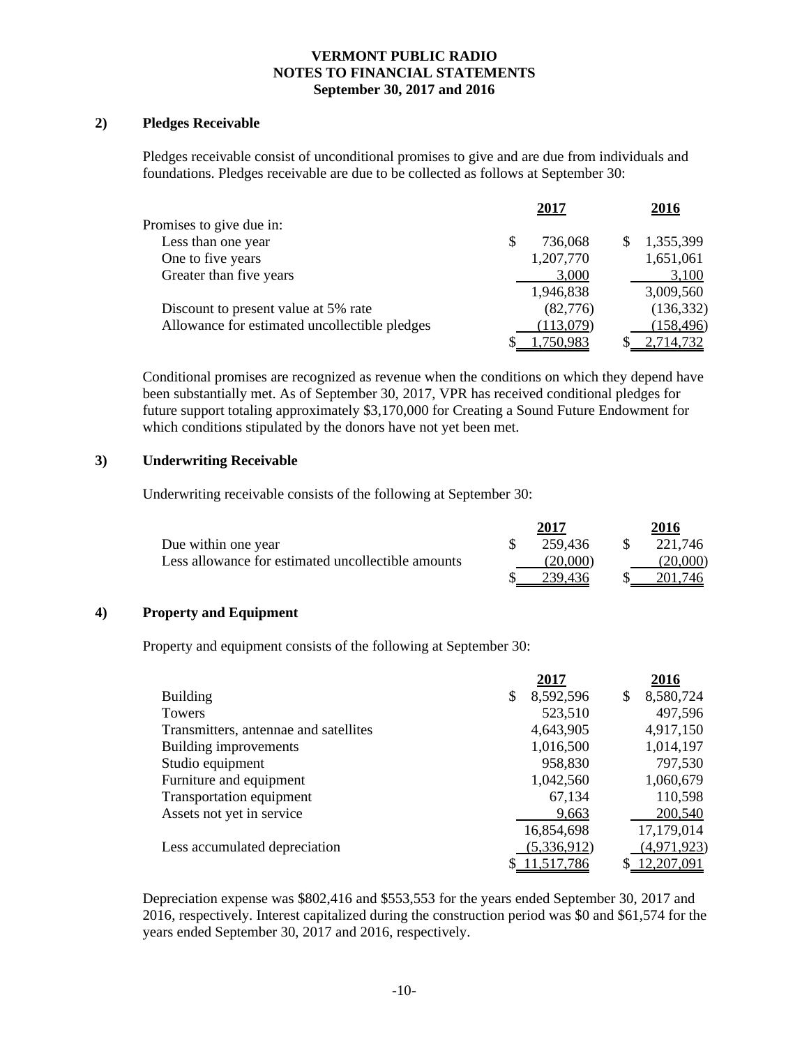**VERMONT PUBLIC RADIO**
**NOTES TO FINANCIAL STATEMENTS**
**September 30, 2017 and 2016**

## 2) Pledges Receivable

Pledges receivable consist of unconditional promises to give and are due from individuals and foundations. Pledges receivable are due to be collected as follows at September 30:

| | 2017 | 2016 |
|---|---|---|
| Promises to give due in: | | |
| Less than one year | $ 736,068 | $ 1,355,399 |
| One to five years | 1,207,770 | 1,651,061 |
| Greater than five years | 3,000 | 3,100 |
| | 1,946,838 | 3,009,560 |
| Discount to present value at 5% rate | (82,776) | (136,332) |
| Allowance for estimated uncollectible pledges | (113,079) | (158,496) |
| | $ 1,750,983 | $ 2,714,732 |

Conditional promises are recognized as revenue when the conditions on which they depend have been substantially met. As of September 30, 2017, VPR has received conditional pledges for future support totaling approximately $3,170,000 for Creating a Sound Future Endowment for which conditions stipulated by the donors have not yet been met.

## 3) Underwriting Receivable

Underwriting receivable consists of the following at September 30:

| | 2017 | 2016 |
|---|---|---|
| Due within one year | $ 259,436 | $ 221,746 |
| Less allowance for estimated uncollectible amounts | (20,000) | (20,000) |
| | $ 239,436 | $ 201,746 |

## 4) Property and Equipment

Property and equipment consists of the following at September 30:

| | 2017 | 2016 |
|---|---|---|
| Building | $ 8,592,596 | $ 8,580,724 |
| Towers | 523,510 | 497,596 |
| Transmitters, antennae and satellites | 4,643,905 | 4,917,150 |
| Building improvements | 1,016,500 | 1,014,197 |
| Studio equipment | 958,830 | 797,530 |
| Furniture and equipment | 1,042,560 | 1,060,679 |
| Transportation equipment | 67,134 | 110,598 |
| Assets not yet in service | 9,663 | 200,540 |
| | 16,854,698 | 17,179,014 |
| Less accumulated depreciation | (5,336,912) | (4,971,923) |
| | $ 11,517,786 | $ 12,207,091 |

Depreciation expense was $802,416 and $553,553 for the years ended September 30, 2017 and 2016, respectively. Interest capitalized during the construction period was $0 and $61,574 for the years ended September 30, 2017 and 2016, respectively.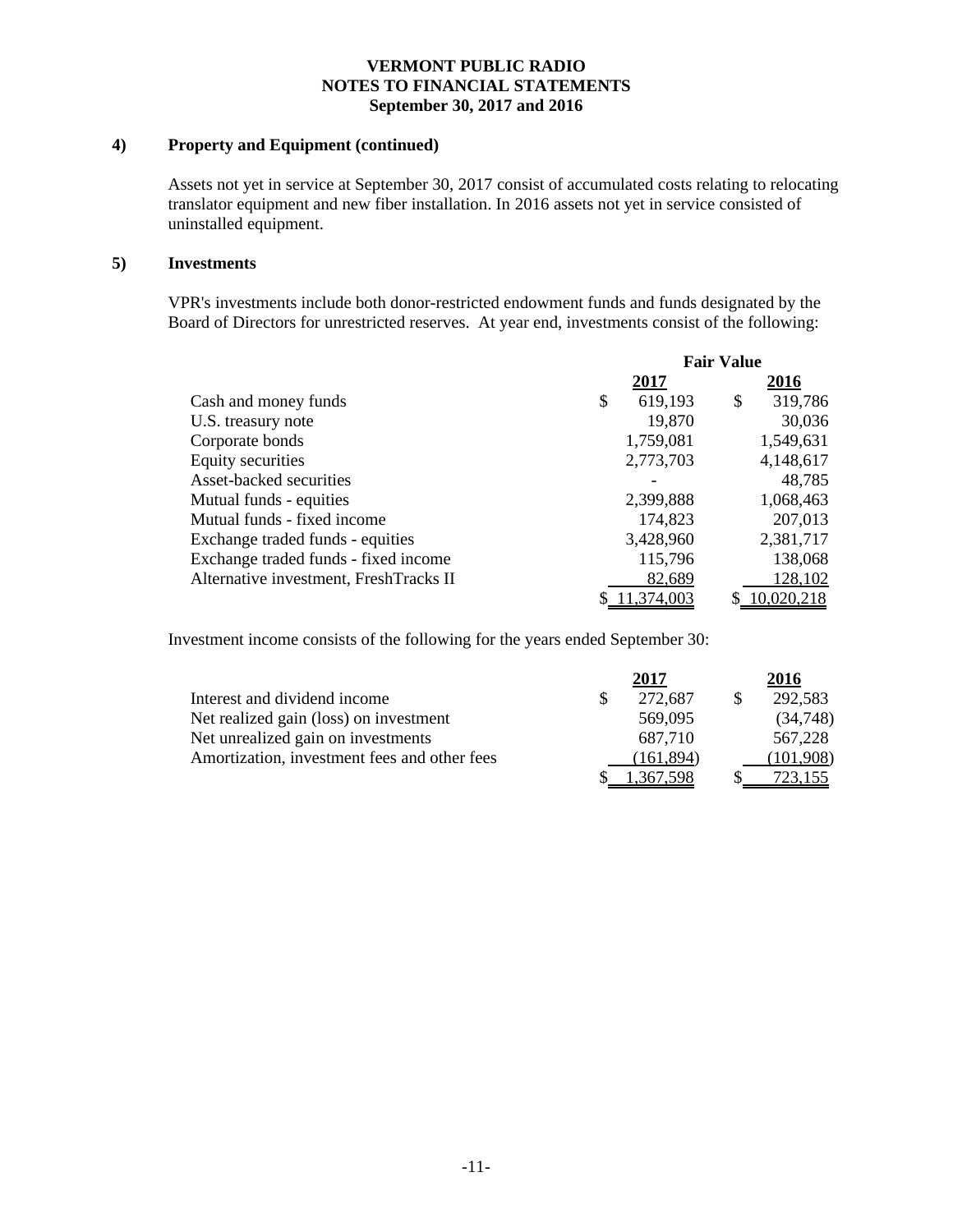#### 4) Property and Equipment (continued)

Assets not yet in service at September 30, 2017 consist of accumulated costs relating to relocating translator equipment and new fiber installation. In 2016 assets not yet in service consisted of uninstalled equipment.

#### 5) Investments

VPR's investments include both donor-restricted endowment funds and funds designated by the Board of Directors for unrestricted reserves. At year end, investments consist of the following:

| | Fair Value | |
|---|---|---|
| | **2017** | **2016** |
| Cash and money funds | $ 619,193 | $ 319,786 |
| U.S. treasury note | 19,870 | 30,036 |
| Corporate bonds | 1,759,081 | 1,549,631 |
| Equity securities | 2,773,703 | 4,148,617 |
| Asset-backed securities | - | 48,785 |
| Mutual funds - equities | 2,399,888 | 1,068,463 |
| Mutual funds - fixed income | 174,823 | 207,013 |
| Exchange traded funds - equities | 3,428,960 | 2,381,717 |
| Exchange traded funds - fixed income | 115,796 | 138,068 |
| Alternative investment, FreshTracks II | 82,689 | 128,102 |
| | $ 11,374,003 | $ 10,020,218 |

Investment income consists of the following for the years ended September 30:

| | **2017** | **2016** |
|---|---|---|
| Interest and dividend income | $ 272,687 | $ 292,583 |
| Net realized gain (loss) on investment | 569,095 | (34,748) |
| Net unrealized gain on investments | 687,710 | 567,228 |
| Amortization, investment fees and other fees | (161,894) | (101,908) |
| | $ 1,367,598 | $ 723,155 |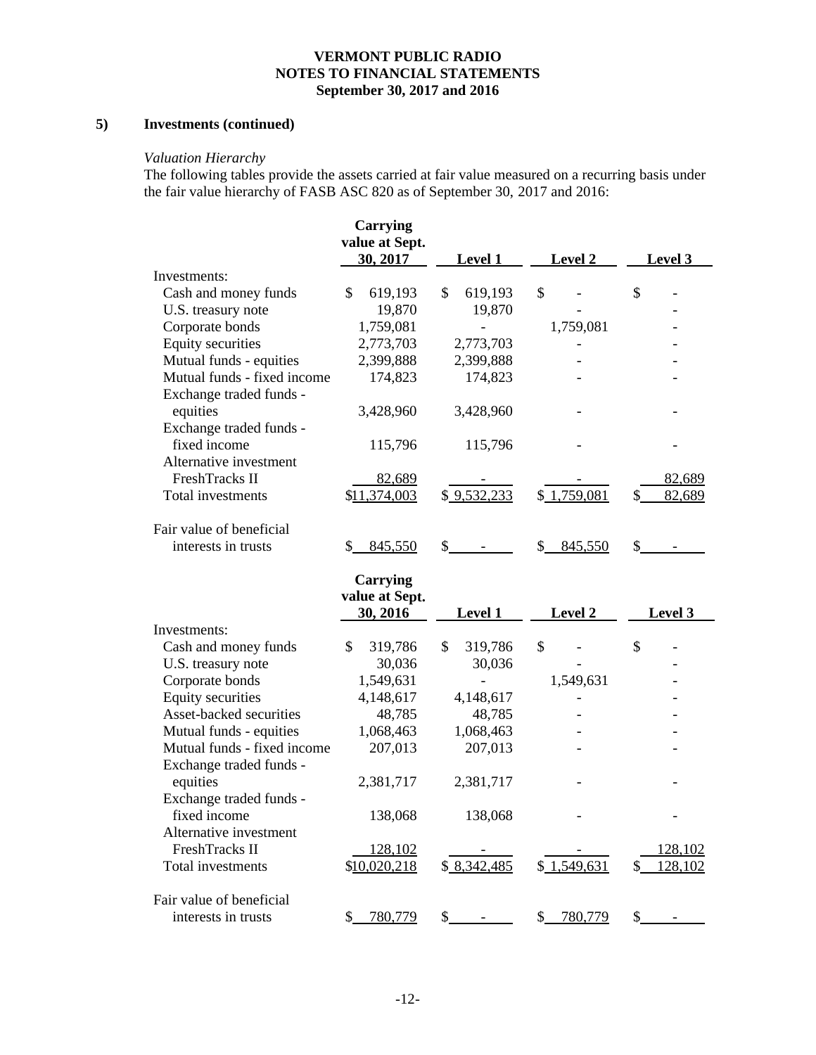## 5) Investments (continued)

*Valuation Hierarchy*

The following tables provide the assets carried at fair value measured on a recurring basis under the fair value hierarchy of FASB ASC 820 as of September 30, 2017 and 2016:

| | Carrying value at Sept. 30, 2017 | Level 1 | Level 2 | Level 3 |
|---|---|---|---|---|
| Investments: | | | | |
| Cash and money funds | $ 619,193 | $ 619,193 | $ - | $ - |
| U.S. treasury note | 19,870 | 19,870 | - | - |
| Corporate bonds | 1,759,081 | - | 1,759,081 | - |
| Equity securities | 2,773,703 | 2,773,703 | - | - |
| Mutual funds - equities | 2,399,888 | 2,399,888 | - | - |
| Mutual funds - fixed income | 174,823 | 174,823 | - | - |
| Exchange traded funds - equities | 3,428,960 | 3,428,960 | - | - |
| Exchange traded funds - fixed income | 115,796 | 115,796 | - | - |
| Alternative investment FreshTracks II | 82,689 | - | - | 82,689 |
| Total investments | $11,374,003 | $ 9,532,233 | $ 1,759,081 | $ 82,689 |
| Fair value of beneficial interests in trusts | $ 845,550 | $ - | $ 845,550 | $ - |

| | Carrying value at Sept. 30, 2016 | Level 1 | Level 2 | Level 3 |
|---|---|---|---|---|
| Investments: | | | | |
| Cash and money funds | $ 319,786 | $ 319,786 | $ - | $ - |
| U.S. treasury note | 30,036 | 30,036 | - | - |
| Corporate bonds | 1,549,631 | - | 1,549,631 | - |
| Equity securities | 4,148,617 | 4,148,617 | - | - |
| Asset-backed securities | 48,785 | 48,785 | - | - |
| Mutual funds - equities | 1,068,463 | 1,068,463 | - | - |
| Mutual funds - fixed income | 207,013 | 207,013 | - | - |
| Exchange traded funds - equities | 2,381,717 | 2,381,717 | - | - |
| Exchange traded funds - fixed income | 138,068 | 138,068 | - | - |
| Alternative investment FreshTracks II | 128,102 | - | - | 128,102 |
| Total investments | $10,020,218 | $ 8,342,485 | $ 1,549,631 | $ 128,102 |
| Fair value of beneficial interests in trusts | $ 780,779 | $ - | $ 780,779 | $ - |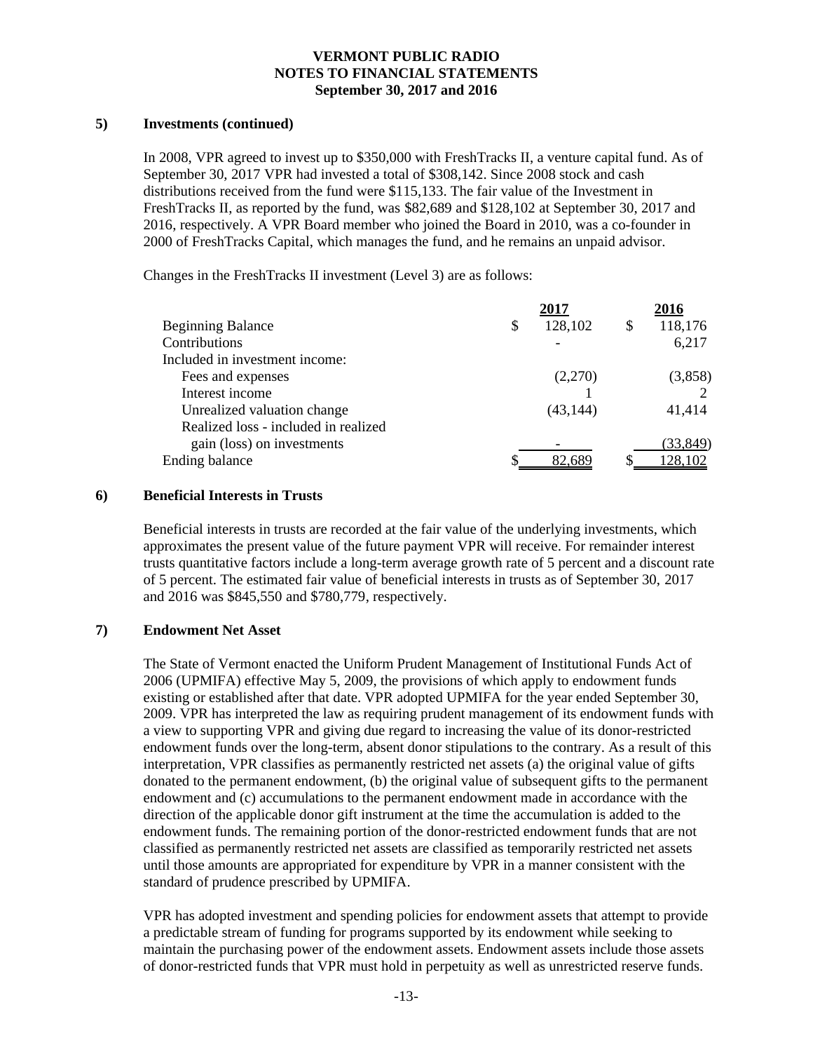### 5) Investments (continued)

In 2008, VPR agreed to invest up to $350,000 with FreshTracks II, a venture capital fund. As of September 30, 2017 VPR had invested a total of $308,142. Since 2008 stock and cash distributions received from the fund were $115,133. The fair value of the Investment in FreshTracks II, as reported by the fund, was $82,689 and $128,102 at September 30, 2017 and 2016, respectively. A VPR Board member who joined the Board in 2010, was a co-founder in 2000 of FreshTracks Capital, which manages the fund, and he remains an unpaid advisor.

Changes in the FreshTracks II investment (Level 3) are as follows:

| | 2017 | 2016 |
|---|---|---|
| Beginning Balance | $ 128,102 | $ 118,176 |
| Contributions | - | 6,217 |
| Included in investment income: | | |
| Fees and expenses | (2,270) | (3,858) |
| Interest income | 1 | 2 |
| Unrealized valuation change | (43,144) | 41,414 |
| Realized loss - included in realized gain (loss) on investments | - | (33,849) |
| Ending balance | $ 82,689 | $ 128,102 |

### 6) Beneficial Interests in Trusts

Beneficial interests in trusts are recorded at the fair value of the underlying investments, which approximates the present value of the future payment VPR will receive. For remainder interest trusts quantitative factors include a long-term average growth rate of 5 percent and a discount rate of 5 percent. The estimated fair value of beneficial interests in trusts as of September 30, 2017 and 2016 was $845,550 and $780,779, respectively.

### 7) Endowment Net Asset

The State of Vermont enacted the Uniform Prudent Management of Institutional Funds Act of 2006 (UPMIFA) effective May 5, 2009, the provisions of which apply to endowment funds existing or established after that date. VPR adopted UPMIFA for the year ended September 30, 2009. VPR has interpreted the law as requiring prudent management of its endowment funds with a view to supporting VPR and giving due regard to increasing the value of its donor-restricted endowment funds over the long-term, absent donor stipulations to the contrary. As a result of this interpretation, VPR classifies as permanently restricted net assets (a) the original value of gifts donated to the permanent endowment, (b) the original value of subsequent gifts to the permanent endowment and (c) accumulations to the permanent endowment made in accordance with the direction of the applicable donor gift instrument at the time the accumulation is added to the endowment funds. The remaining portion of the donor-restricted endowment funds that are not classified as permanently restricted net assets are classified as temporarily restricted net assets until those amounts are appropriated for expenditure by VPR in a manner consistent with the standard of prudence prescribed by UPMIFA.

VPR has adopted investment and spending policies for endowment assets that attempt to provide a predictable stream of funding for programs supported by its endowment while seeking to maintain the purchasing power of the endowment assets. Endowment assets include those assets of donor-restricted funds that VPR must hold in perpetuity as well as unrestricted reserve funds.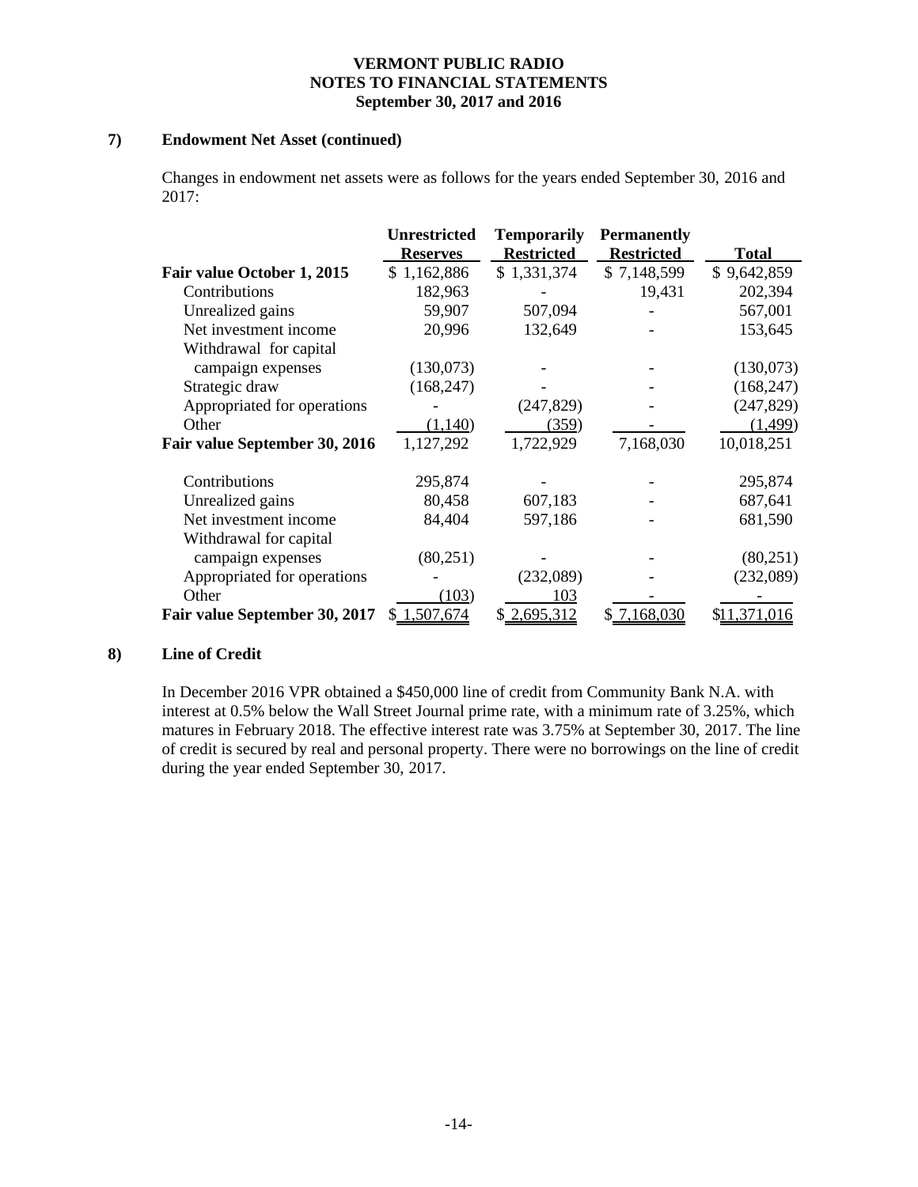### 7) Endowment Net Asset (continued)

Changes in endowment net assets were as follows for the years ended September 30, 2016 and 2017:

| | Unrestricted Reserves | Temporarily Restricted | Permanently Restricted | Total |
|---|---|---|---|---|
| **Fair value October 1, 2015** | $ 1,162,886 | $ 1,331,374 | $ 7,148,599 | $ 9,642,859 |
| Contributions | 182,963 | - | 19,431 | 202,394 |
| Unrealized gains | 59,907 | 507,094 | - | 567,001 |
| Net investment income | 20,996 | 132,649 | - | 153,645 |
| Withdrawal for capital campaign expenses | (130,073) | - | - | (130,073) |
| Strategic draw | (168,247) | - | - | (168,247) |
| Appropriated for operations | - | (247,829) | - | (247,829) |
| Other | (1,140) | (359) | - | (1,499) |
| **Fair value September 30, 2016** | 1,127,292 | 1,722,929 | 7,168,030 | 10,018,251 |
| Contributions | 295,874 | - | - | 295,874 |
| Unrealized gains | 80,458 | 607,183 | - | 687,641 |
| Net investment income | 84,404 | 597,186 | - | 681,590 |
| Withdrawal for capital campaign expenses | (80,251) | - | - | (80,251) |
| Appropriated for operations | - | (232,089) | - | (232,089) |
| Other | (103) | 103 | - | - |
| **Fair value September 30, 2017** | $ 1,507,674 | $ 2,695,312 | $ 7,168,030 | $11,371,016 |

### 8) Line of Credit

In December 2016 VPR obtained a $450,000 line of credit from Community Bank N.A. with interest at 0.5% below the Wall Street Journal prime rate, with a minimum rate of 3.25%, which matures in February 2018. The effective interest rate was 3.75% at September 30, 2017. The line of credit is secured by real and personal property. There were no borrowings on the line of credit during the year ended September 30, 2017.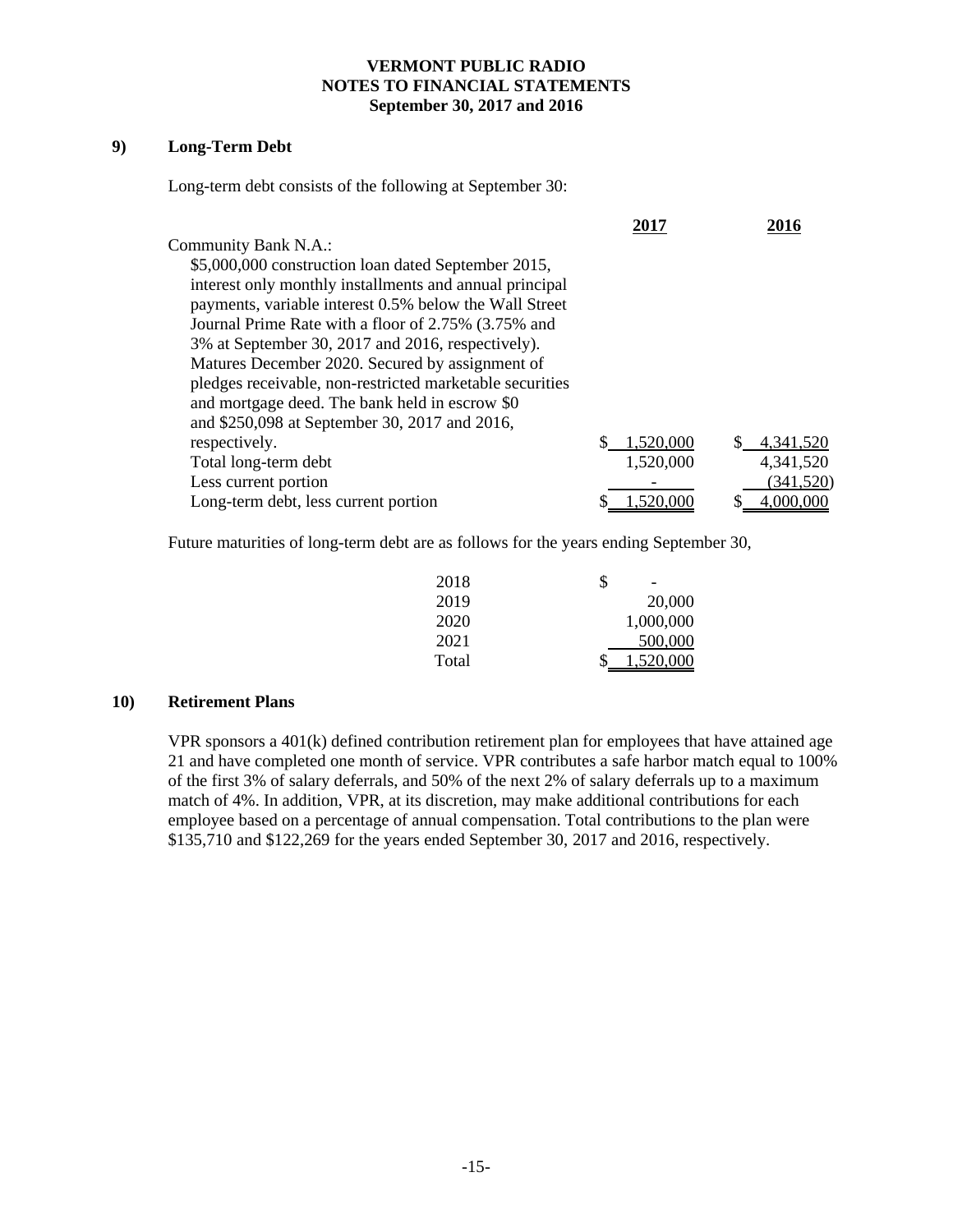## 9) Long-Term Debt

Long-term debt consists of the following at September 30:

| | 2017 | 2016 |
|---|---|---|
| Community Bank N.A.: | | |
| $5,000,000 construction loan dated September 2015, interest only monthly installments and annual principal payments, variable interest 0.5% below the Wall Street Journal Prime Rate with a floor of 2.75% (3.75% and 3% at September 30, 2017 and 2016, respectively). Matures December 2020. Secured by assignment of pledges receivable, non-restricted marketable securities and mortgage deed. The bank held in escrow $0 and $250,098 at September 30, 2017 and 2016, respectively. | $ 1,520,000 | $ 4,341,520 |
| Total long-term debt | 1,520,000 | 4,341,520 |
| Less current portion | - | (341,520) |
| Long-term debt, less current portion | $ 1,520,000 | $ 4,000,000 |

Future maturities of long-term debt are as follows for the years ending September 30,

| | |
|---|---|
| 2018 | $ - |
| 2019 | 20,000 |
| 2020 | 1,000,000 |
| 2021 | 500,000 |
| Total | $ 1,520,000 |

## 10) Retirement Plans

VPR sponsors a 401(k) defined contribution retirement plan for employees that have attained age 21 and have completed one month of service. VPR contributes a safe harbor match equal to 100% of the first 3% of salary deferrals, and 50% of the next 2% of salary deferrals up to a maximum match of 4%. In addition, VPR, at its discretion, may make additional contributions for each employee based on a percentage of annual compensation. Total contributions to the plan were $135,710 and $122,269 for the years ended September 30, 2017 and 2016, respectively.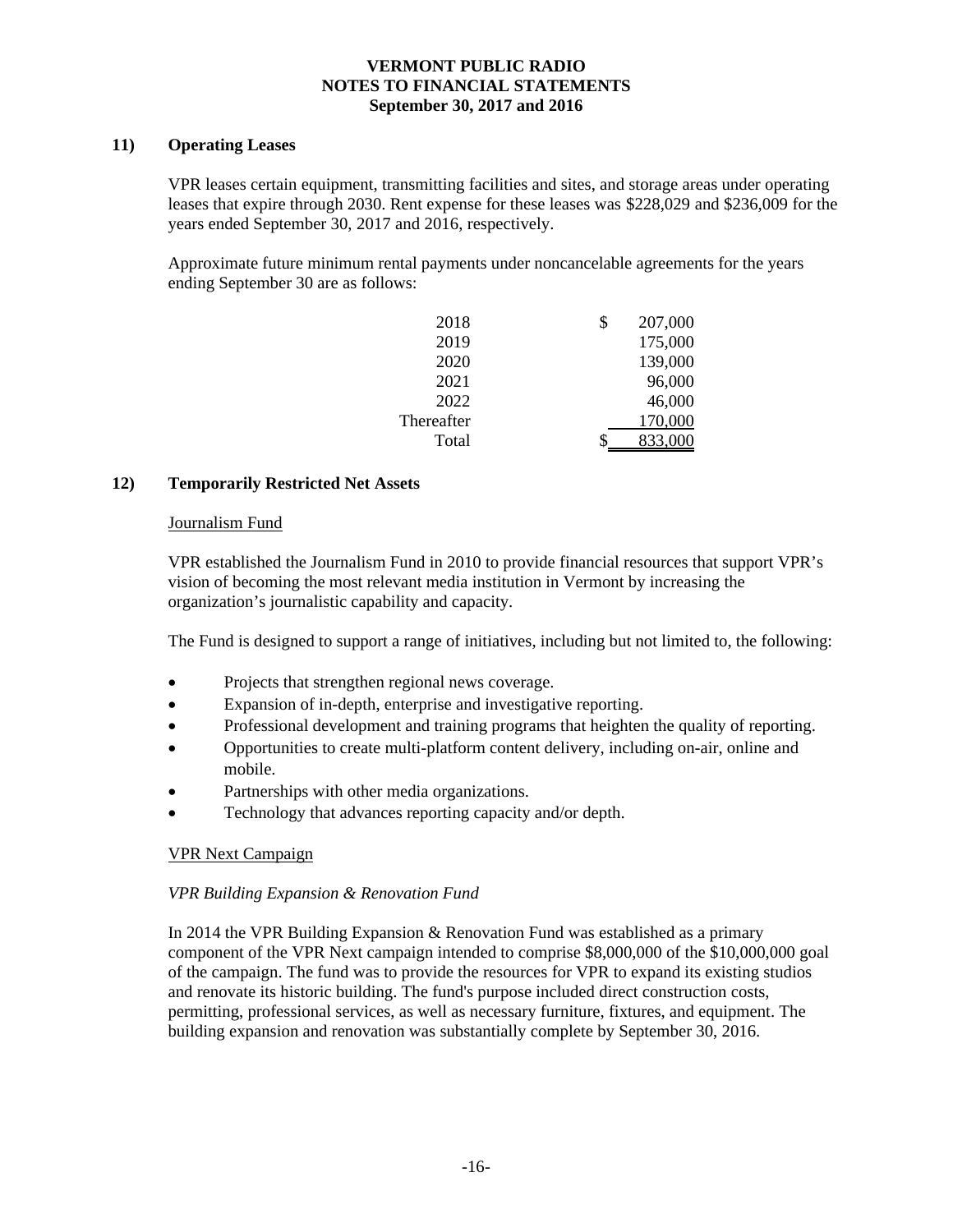## 11) Operating Leases

VPR leases certain equipment, transmitting facilities and sites, and storage areas under operating leases that expire through 2030. Rent expense for these leases was $228,029 and $236,009 for the years ended September 30, 2017 and 2016, respectively.

Approximate future minimum rental payments under noncancelable agreements for the years ending September 30 are as follows:

| | |
|---|---|
| 2018 | $ 207,000 |
| 2019 | 175,000 |
| 2020 | 139,000 |
| 2021 | 96,000 |
| 2022 | 46,000 |
| Thereafter | 170,000 |
| Total | $ 833,000 |

## 12) Temporarily Restricted Net Assets

Journalism Fund

VPR established the Journalism Fund in 2010 to provide financial resources that support VPR's vision of becoming the most relevant media institution in Vermont by increasing the organization's journalistic capability and capacity.

The Fund is designed to support a range of initiatives, including but not limited to, the following:

- Projects that strengthen regional news coverage.
- Expansion of in-depth, enterprise and investigative reporting.
- Professional development and training programs that heighten the quality of reporting.
- Opportunities to create multi-platform content delivery, including on-air, online and mobile.
- Partnerships with other media organizations.
- Technology that advances reporting capacity and/or depth.

VPR Next Campaign

*VPR Building Expansion & Renovation Fund*

In 2014 the VPR Building Expansion & Renovation Fund was established as a primary component of the VPR Next campaign intended to comprise $8,000,000 of the $10,000,000 goal of the campaign. The fund was to provide the resources for VPR to expand its existing studios and renovate its historic building. The fund's purpose included direct construction costs, permitting, professional services, as well as necessary furniture, fixtures, and equipment. The building expansion and renovation was substantially complete by September 30, 2016.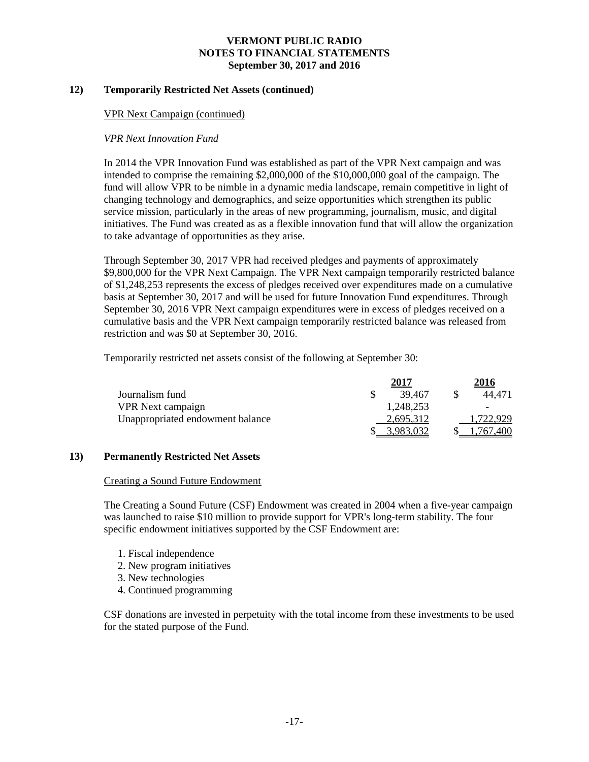## 12) Temporarily Restricted Net Assets (continued)

VPR Next Campaign (continued)

*VPR Next Innovation Fund*

In 2014 the VPR Innovation Fund was established as part of the VPR Next campaign and was intended to comprise the remaining $2,000,000 of the $10,000,000 goal of the campaign. The fund will allow VPR to be nimble in a dynamic media landscape, remain competitive in light of changing technology and demographics, and seize opportunities which strengthen its public service mission, particularly in the areas of new programming, journalism, music, and digital initiatives. The Fund was created as as a flexible innovation fund that will allow the organization to take advantage of opportunities as they arise.

Through September 30, 2017 VPR had received pledges and payments of approximately $9,800,000 for the VPR Next Campaign. The VPR Next campaign temporarily restricted balance of $1,248,253 represents the excess of pledges received over expenditures made on a cumulative basis at September 30, 2017 and will be used for future Innovation Fund expenditures. Through September 30, 2016 VPR Next campaign expenditures were in excess of pledges received on a cumulative basis and the VPR Next campaign temporarily restricted balance was released from restriction and was $0 at September 30, 2016.

Temporarily restricted net assets consist of the following at September 30:

| | 2017 | 2016 |
|---|---|---|
| Journalism fund | $ 39,467 | $ 44,471 |
| VPR Next campaign | 1,248,253 | - |
| Unappropriated endowment balance | 2,695,312 | 1,722,929 |
| | $ 3,983,032 | $ 1,767,400 |

## 13) Permanently Restricted Net Assets

Creating a Sound Future Endowment

The Creating a Sound Future (CSF) Endowment was created in 2004 when a five-year campaign was launched to raise $10 million to provide support for VPR's long-term stability. The four specific endowment initiatives supported by the CSF Endowment are:

1. Fiscal independence
2. New program initiatives
3. New technologies
4. Continued programming

CSF donations are invested in perpetuity with the total income from these investments to be used for the stated purpose of the Fund.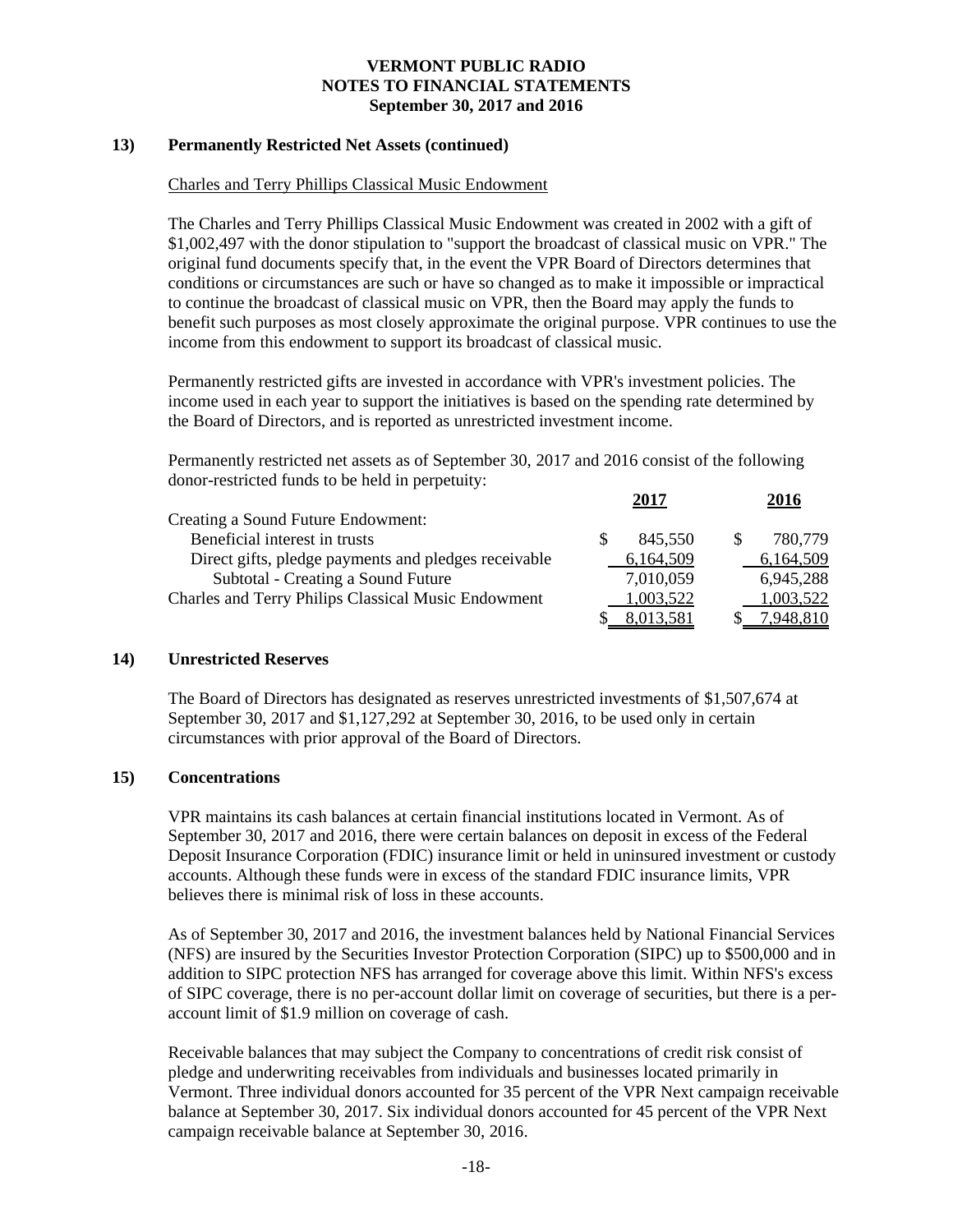## 13) Permanently Restricted Net Assets (continued)

Charles and Terry Phillips Classical Music Endowment

The Charles and Terry Phillips Classical Music Endowment was created in 2002 with a gift of $1,002,497 with the donor stipulation to "support the broadcast of classical music on VPR." The original fund documents specify that, in the event the VPR Board of Directors determines that conditions or circumstances are such or have so changed as to make it impossible or impractical to continue the broadcast of classical music on VPR, then the Board may apply the funds to benefit such purposes as most closely approximate the original purpose. VPR continues to use the income from this endowment to support its broadcast of classical music.

Permanently restricted gifts are invested in accordance with VPR's investment policies. The income used in each year to support the initiatives is based on the spending rate determined by the Board of Directors, and is reported as unrestricted investment income.

Permanently restricted net assets as of September 30, 2017 and 2016 consist of the following donor-restricted funds to be held in perpetuity:

| | 2017 | 2016 |
|---|---|---|
| Creating a Sound Future Endowment: | | |
| Beneficial interest in trusts | $ 845,550 | $ 780,779 |
| Direct gifts, pledge payments and pledges receivable | 6,164,509 | 6,164,509 |
| Subtotal - Creating a Sound Future | 7,010,059 | 6,945,288 |
| Charles and Terry Philips Classical Music Endowment | 1,003,522 | 1,003,522 |
| | $ 8,013,581 | $ 7,948,810 |

## 14) Unrestricted Reserves

The Board of Directors has designated as reserves unrestricted investments of $1,507,674 at September 30, 2017 and $1,127,292 at September 30, 2016, to be used only in certain circumstances with prior approval of the Board of Directors.

## 15) Concentrations

VPR maintains its cash balances at certain financial institutions located in Vermont. As of September 30, 2017 and 2016, there were certain balances on deposit in excess of the Federal Deposit Insurance Corporation (FDIC) insurance limit or held in uninsured investment or custody accounts. Although these funds were in excess of the standard FDIC insurance limits, VPR believes there is minimal risk of loss in these accounts.

As of September 30, 2017 and 2016, the investment balances held by National Financial Services (NFS) are insured by the Securities Investor Protection Corporation (SIPC) up to $500,000 and in addition to SIPC protection NFS has arranged for coverage above this limit. Within NFS's excess of SIPC coverage, there is no per-account dollar limit on coverage of securities, but there is a per-account limit of $1.9 million on coverage of cash.

Receivable balances that may subject the Company to concentrations of credit risk consist of pledge and underwriting receivables from individuals and businesses located primarily in Vermont. Three individual donors accounted for 35 percent of the VPR Next campaign receivable balance at September 30, 2017. Six individual donors accounted for 45 percent of the VPR Next campaign receivable balance at September 30, 2016.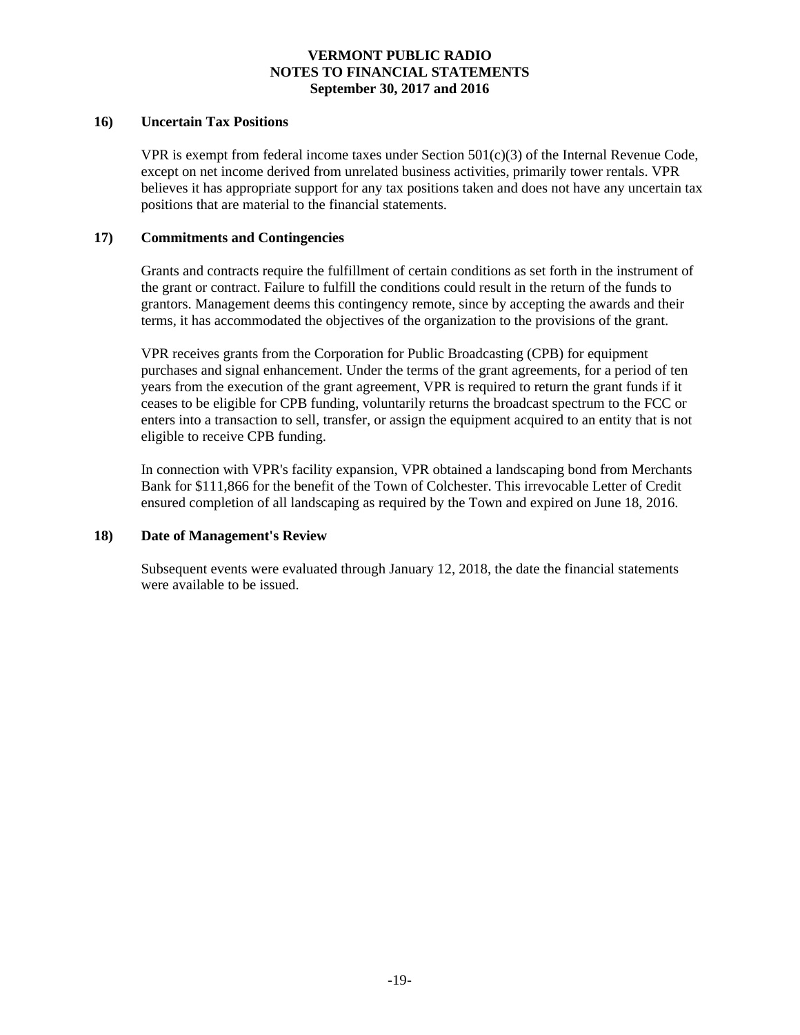### 16) Uncertain Tax Positions

VPR is exempt from federal income taxes under Section 501(c)(3) of the Internal Revenue Code, except on net income derived from unrelated business activities, primarily tower rentals. VPR believes it has appropriate support for any tax positions taken and does not have any uncertain tax positions that are material to the financial statements.

### 17) Commitments and Contingencies

Grants and contracts require the fulfillment of certain conditions as set forth in the instrument of the grant or contract. Failure to fulfill the conditions could result in the return of the funds to grantors. Management deems this contingency remote, since by accepting the awards and their terms, it has accommodated the objectives of the organization to the provisions of the grant.

VPR receives grants from the Corporation for Public Broadcasting (CPB) for equipment purchases and signal enhancement. Under the terms of the grant agreements, for a period of ten years from the execution of the grant agreement, VPR is required to return the grant funds if it ceases to be eligible for CPB funding, voluntarily returns the broadcast spectrum to the FCC or enters into a transaction to sell, transfer, or assign the equipment acquired to an entity that is not eligible to receive CPB funding.

In connection with VPR's facility expansion, VPR obtained a landscaping bond from Merchants Bank for $111,866 for the benefit of the Town of Colchester. This irrevocable Letter of Credit ensured completion of all landscaping as required by the Town and expired on June 18, 2016.

### 18) Date of Management's Review

Subsequent events were evaluated through January 12, 2018, the date the financial statements were available to be issued.